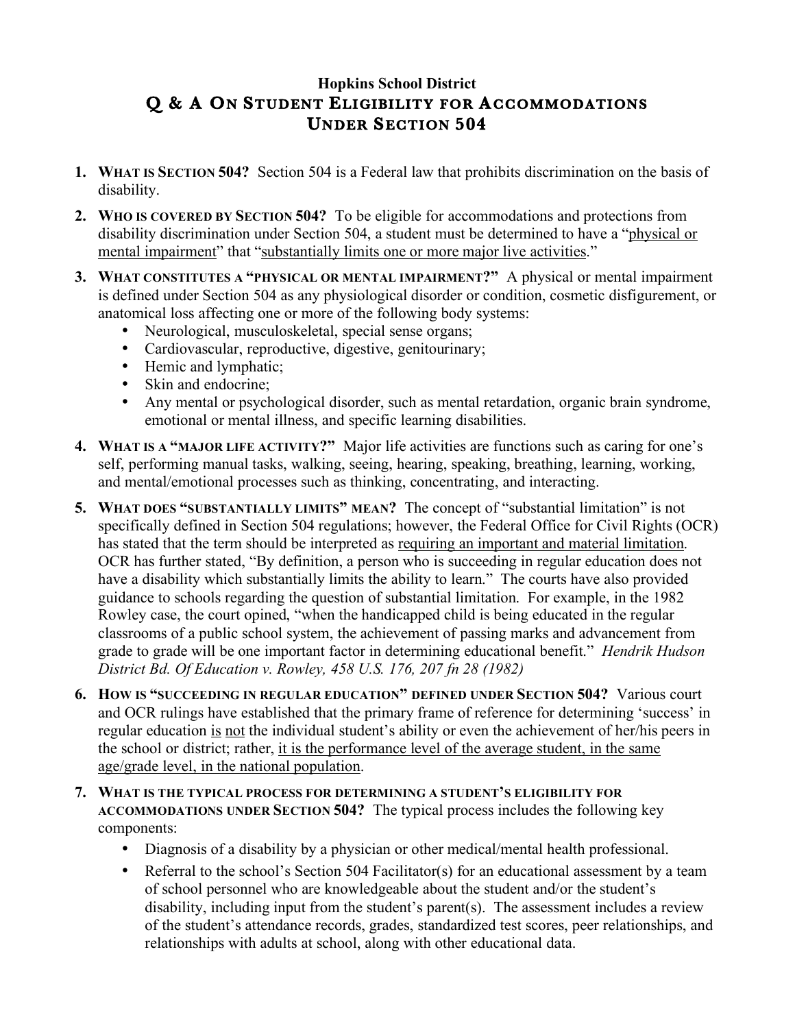## Hopkins School District

# Q & A On Student Eligibility for Accommodations Under Section 504

1. **What is Section 504?** Section 504 is a Federal law that prohibits discrimination on the basis of disability.

2. **Who is covered by Section 504?** To be eligible for accommodations and protections from disability discrimination under Section 504, a student must be determined to have a "<u>physical or mental impairment</u>" that "<u>substantially limits one or more major live activities</u>."

3. **What constitutes a "physical or mental impairment?"** A physical or mental impairment is defined under Section 504 as any physiological disorder or condition, cosmetic disfigurement, or anatomical loss affecting one or more of the following body systems:
   - Neurological, musculoskeletal, special sense organs;
   - Cardiovascular, reproductive, digestive, genitourinary;
   - Hemic and lymphatic;
   - Skin and endocrine;
   - Any mental or psychological disorder, such as mental retardation, organic brain syndrome, emotional or mental illness, and specific learning disabilities.

4. **What is a "major life activity?"** Major life activities are functions such as caring for one's self, performing manual tasks, walking, seeing, hearing, speaking, breathing, learning, working, and mental/emotional processes such as thinking, concentrating, and interacting.

5. **What does "substantially limits" mean?** The concept of "substantial limitation" is not specifically defined in Section 504 regulations; however, the Federal Office for Civil Rights (OCR) has stated that the term should be interpreted as <u>requiring an important and material limitation</u>. OCR has further stated, "By definition, a person who is succeeding in regular education does not have a disability which substantially limits the ability to learn." The courts have also provided guidance to schools regarding the question of substantial limitation. For example, in the 1982 Rowley case, the court opined, "when the handicapped child is being educated in the regular classrooms of a public school system, the achievement of passing marks and advancement from grade to grade will be one important factor in determining educational benefit." *Hendrik Hudson District Bd. Of Education v. Rowley, 458 U.S. 176, 207 fn 28 (1982)*

6. **How is "succeeding in regular education" defined under Section 504?** Various court and OCR rulings have established that the primary frame of reference for determining 'success' in regular education <u>is</u> <u>not</u> the individual student's ability or even the achievement of her/his peers in the school or district; rather, <u>it is the performance level of the average student, in the same age/grade level, in the national population</u>.

7. **What is the typical process for determining a student's eligibility for accommodations under Section 504?** The typical process includes the following key components:
   - Diagnosis of a disability by a physician or other medical/mental health professional.
   - Referral to the school's Section 504 Facilitator(s) for an educational assessment by a team of school personnel who are knowledgeable about the student and/or the student's disability, including input from the student's parent(s). The assessment includes a review of the student's attendance records, grades, standardized test scores, peer relationships, and relationships with adults at school, along with other educational data.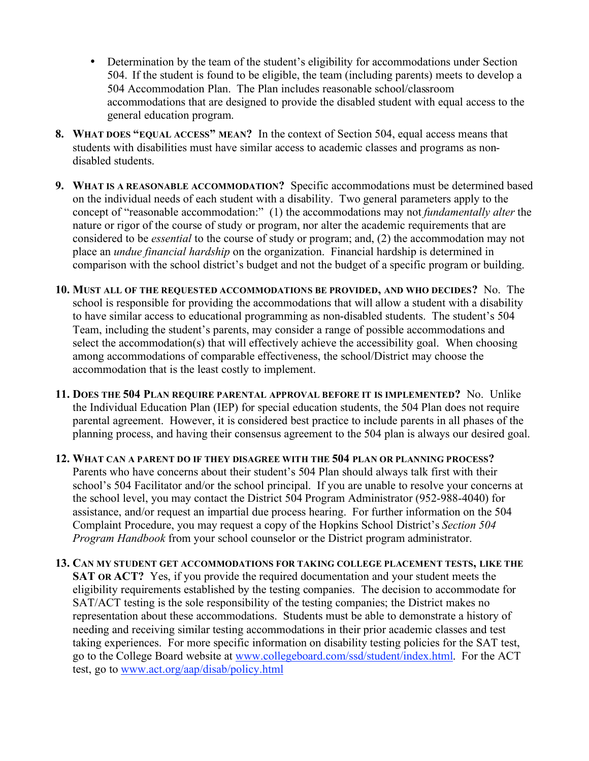- Determination by the team of the student's eligibility for accommodations under Section 504. If the student is found to be eligible, the team (including parents) meets to develop a 504 Accommodation Plan. The Plan includes reasonable school/classroom accommodations that are designed to provide the disabled student with equal access to the general education program.

8. **WHAT DOES "EQUAL ACCESS" MEAN?** In the context of Section 504, equal access means that students with disabilities must have similar access to academic classes and programs as non-disabled students.

9. **WHAT IS A REASONABLE ACCOMMODATION?** Specific accommodations must be determined based on the individual needs of each student with a disability. Two general parameters apply to the concept of "reasonable accommodation:" (1) the accommodations may not *fundamentally alter* the nature or rigor of the course of study or program, nor alter the academic requirements that are considered to be *essential* to the course of study or program; and, (2) the accommodation may not place an *undue financial hardship* on the organization. Financial hardship is determined in comparison with the school district's budget and not the budget of a specific program or building.

10. **MUST ALL OF THE REQUESTED ACCOMMODATIONS BE PROVIDED, AND WHO DECIDES?** No. The school is responsible for providing the accommodations that will allow a student with a disability to have similar access to educational programming as non-disabled students. The student's 504 Team, including the student's parents, may consider a range of possible accommodations and select the accommodation(s) that will effectively achieve the accessibility goal. When choosing among accommodations of comparable effectiveness, the school/District may choose the accommodation that is the least costly to implement.

11. **DOES THE 504 PLAN REQUIRE PARENTAL APPROVAL BEFORE IT IS IMPLEMENTED?** No. Unlike the Individual Education Plan (IEP) for special education students, the 504 Plan does not require parental agreement. However, it is considered best practice to include parents in all phases of the planning process, and having their consensus agreement to the 504 plan is always our desired goal.

12. **WHAT CAN A PARENT DO IF THEY DISAGREE WITH THE 504 PLAN OR PLANNING PROCESS?** Parents who have concerns about their student's 504 Plan should always talk first with their school's 504 Facilitator and/or the school principal. If you are unable to resolve your concerns at the school level, you may contact the District 504 Program Administrator (952-988-4040) for assistance, and/or request an impartial due process hearing. For further information on the 504 Complaint Procedure, you may request a copy of the Hopkins School District's *Section 504 Program Handbook* from your school counselor or the District program administrator.

13. **CAN MY STUDENT GET ACCOMMODATIONS FOR TAKING COLLEGE PLACEMENT TESTS, LIKE THE SAT OR ACT?** Yes, if you provide the required documentation and your student meets the eligibility requirements established by the testing companies. The decision to accommodate for SAT/ACT testing is the sole responsibility of the testing companies; the District makes no representation about these accommodations. Students must be able to demonstrate a history of needing and receiving similar testing accommodations in their prior academic classes and test taking experiences. For more specific information on disability testing policies for the SAT test, go to the College Board website at [www.collegeboard.com/ssd/student/index.html](www.collegeboard.com/ssd/student/index.html). For the ACT test, go to [www.act.org/aap/disab/policy.html](www.act.org/aap/disab/policy.html)